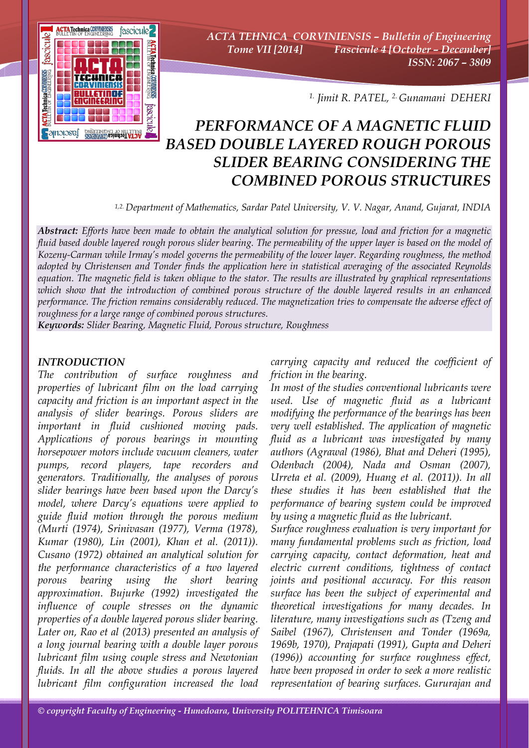[1.] Jimit R. PATEL, [2.] Gunamani DEHERI

# PERFORMANCE OF A MAGNETIC FLUID BASED DOUBLE LAYERED ROUGH POROUS SLIDER BEARING CONSIDERING THE COMBINED POROUS STRUCTURES

[1,2.] Department of Mathematics, Sardar Patel University, V. V. Nagar, Anand, Gujarat, INDIA

***Abstract:*** *Efforts have been made to obtain the analytical solution for pressue, load and friction for a magnetic fluid based double layered rough porous slider bearing. The permeability of the upper layer is based on the model of Kozeny-Carman while Irmay's model governs the permeability of the lower layer. Regarding roughness, the method adopted by Christensen and Tonder finds the application here in statistical averaging of the associated Reynolds equation. The magnetic field is taken oblique to the stator. The results are illustrated by graphical representations which show that the introduction of combined porous structure of the double layered results in an enhanced performance. The friction remains considerably reduced. The magnetization tries to compensate the adverse effect of roughness for a large range of combined porous structures.*

***Keywords:*** *Slider Bearing, Magnetic Fluid, Porous structure, Roughness*

## INTRODUCTION

*The contribution of surface roughness and properties of lubricant film on the load carrying capacity and friction is an important aspect in the analysis of slider bearings. Porous sliders are important in fluid cushioned moving pads. Applications of porous bearings in mounting horsepower motors include vacuum cleaners, water pumps, record players, tape recorders and generators. Traditionally, the analyses of porous slider bearings have been based upon the Darcy's model, where Darcy's equations were applied to guide fluid motion through the porous medium (Murti (1974), Srinivasan (1977), Verma (1978), Kumar (1980), Lin (2001), Khan et al. (2011)). Cusano (1972) obtained an analytical solution for the performance characteristics of a two layered porous bearing using the short bearing approximation. Bujurke (1992) investigated the influence of couple stresses on the dynamic properties of a double layered porous slider bearing. Later on, Rao et al (2013) presented an analysis of a long journal bearing with a double layer porous lubricant film using couple stress and Newtonian fluids. In all the above studies a porous layered lubricant film configuration increased the load carrying capacity and reduced the coefficient of friction in the bearing.*

*In most of the studies conventional lubricants were used. Use of magnetic fluid as a lubricant modifying the performance of the bearings has been very well established. The application of magnetic fluid as a lubricant was investigated by many authors (Agrawal (1986), Bhat and Deheri (1995), Odenbach (2004), Nada and Osman (2007), Urreta et al. (2009), Huang et al. (2011)). In all these studies it has been established that the performance of bearing system could be improved by using a magnetic fluid as the lubricant.*

*Surface roughness evaluation is very important for many fundamental problems such as friction, load carrying capacity, contact deformation, heat and electric current conditions, tightness of contact joints and positional accuracy. For this reason surface has been the subject of experimental and theoretical investigations for many decades. In literature, many investigations such as (Tzeng and Saibel (1967), Christensen and Tonder (1969a, 1969b, 1970), Prajapati (1991), Gupta and Deheri (1996)) accounting for surface roughness effect, have been proposed in order to seek a more realistic representation of bearing surfaces. Gururajan and*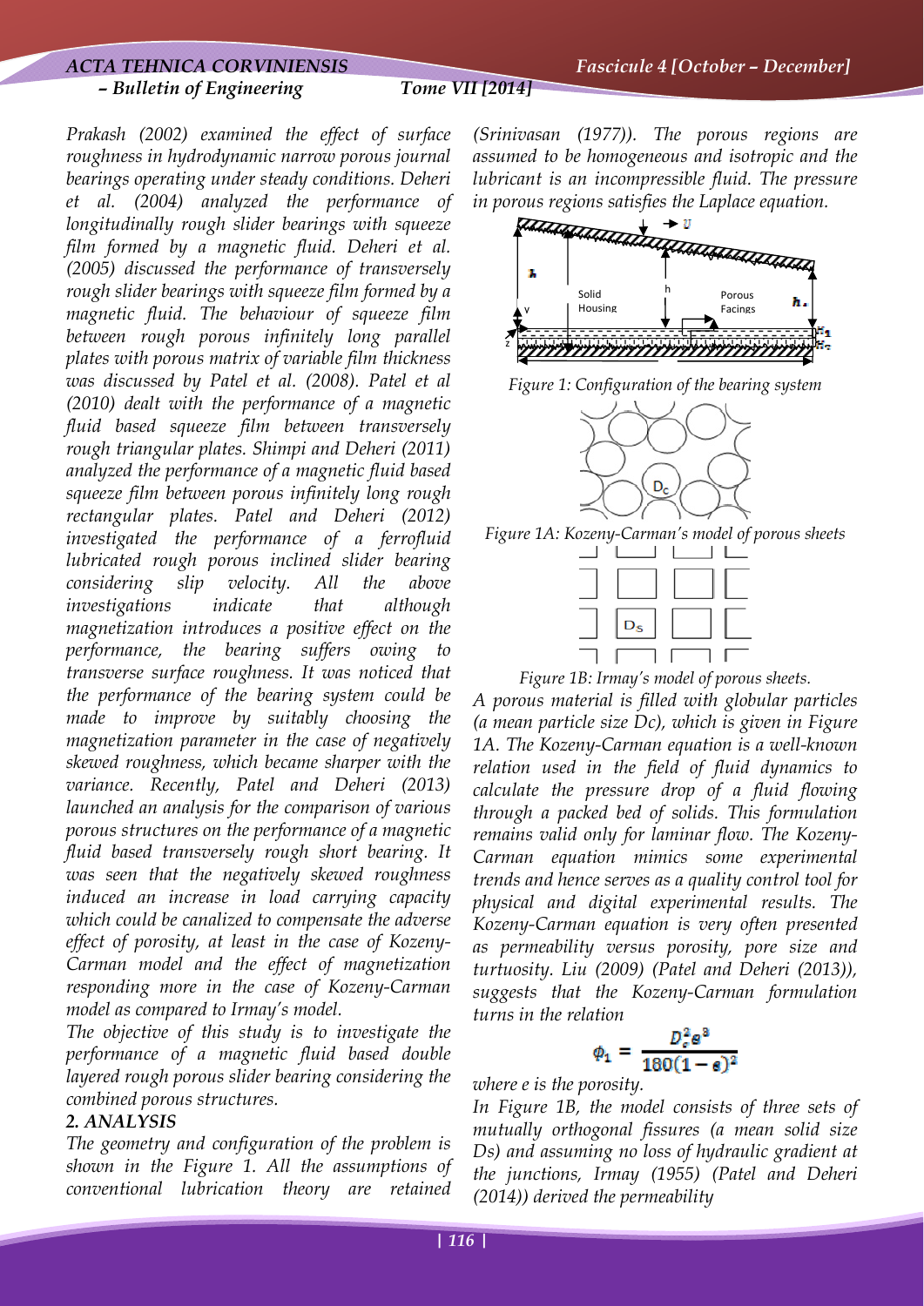*Prakash (2002) examined the effect of surface roughness in hydrodynamic narrow porous journal bearings operating under steady conditions. Deheri et al. (2004) analyzed the performance of longitudinally rough slider bearings with squeeze film formed by a magnetic fluid. Deheri et al. (2005) discussed the performance of transversely rough slider bearings with squeeze film formed by a magnetic fluid. The behaviour of squeeze film between rough porous infinitely long parallel plates with porous matrix of variable film thickness was discussed by Patel et al. (2008). Patel et al (2010) dealt with the performance of a magnetic fluid based squeeze film between transversely rough triangular plates. Shimpi and Deheri (2011) analyzed the performance of a magnetic fluid based squeeze film between porous infinitely long rough rectangular plates. Patel and Deheri (2012) investigated the performance of a ferrofluid lubricated rough porous inclined slider bearing considering slip velocity. All the above investigations indicate that although magnetization introduces a positive effect on the performance, the bearing suffers owing to transverse surface roughness. It was noticed that the performance of the bearing system could be made to improve by suitably choosing the magnetization parameter in the case of negatively skewed roughness, which became sharper with the variance. Recently, Patel and Deheri (2013) launched an analysis for the comparison of various porous structures on the performance of a magnetic fluid based transversely rough short bearing. It was seen that the negatively skewed roughness induced an increase in load carrying capacity which could be canalized to compensate the adverse effect of porosity, at least in the case of Kozeny-Carman model and the effect of magnetization responding more in the case of Kozeny-Carman model as compared to Irmay's model.*

*The objective of this study is to investigate the performance of a magnetic fluid based double layered rough porous slider bearing considering the combined porous structures.*

## *2. ANALYSIS*

*The geometry and configuration of the problem is shown in the Figure 1. All the assumptions of conventional lubrication theory are retained (Srinivasan (1977)). The porous regions are assumed to be homogeneous and isotropic and the lubricant is an incompressible fluid. The pressure in porous regions satisfies the Laplace equation.*

*Figure 1: Configuration of the bearing system*

*Figure 1A: Kozeny-Carman's model of porous sheets*

*Figure 1B: Irmay's model of porous sheets.*

*A porous material is filled with globular particles (a mean particle size Dc), which is given in Figure 1A. The Kozeny-Carman equation is a well-known relation used in the field of fluid dynamics to calculate the pressure drop of a fluid flowing through a packed bed of solids. This formulation remains valid only for laminar flow. The Kozeny-Carman equation mimics some experimental trends and hence serves as a quality control tool for physical and digital experimental results. The Kozeny-Carman equation is very often presented as permeability versus porosity, pore size and turtuosity. Liu (2009) (Patel and Deheri (2013)), suggests that the Kozeny-Carman formulation turns in the relation*

$$\phi_1 = \frac{D_c^2 e^3}{180(1-e)^2}$$

*where e is the porosity.*

*In Figure 1B, the model consists of three sets of mutually orthogonal fissures (a mean solid size Ds) and assuming no loss of hydraulic gradient at the junctions, Irmay (1955) (Patel and Deheri (2014)) derived the permeability*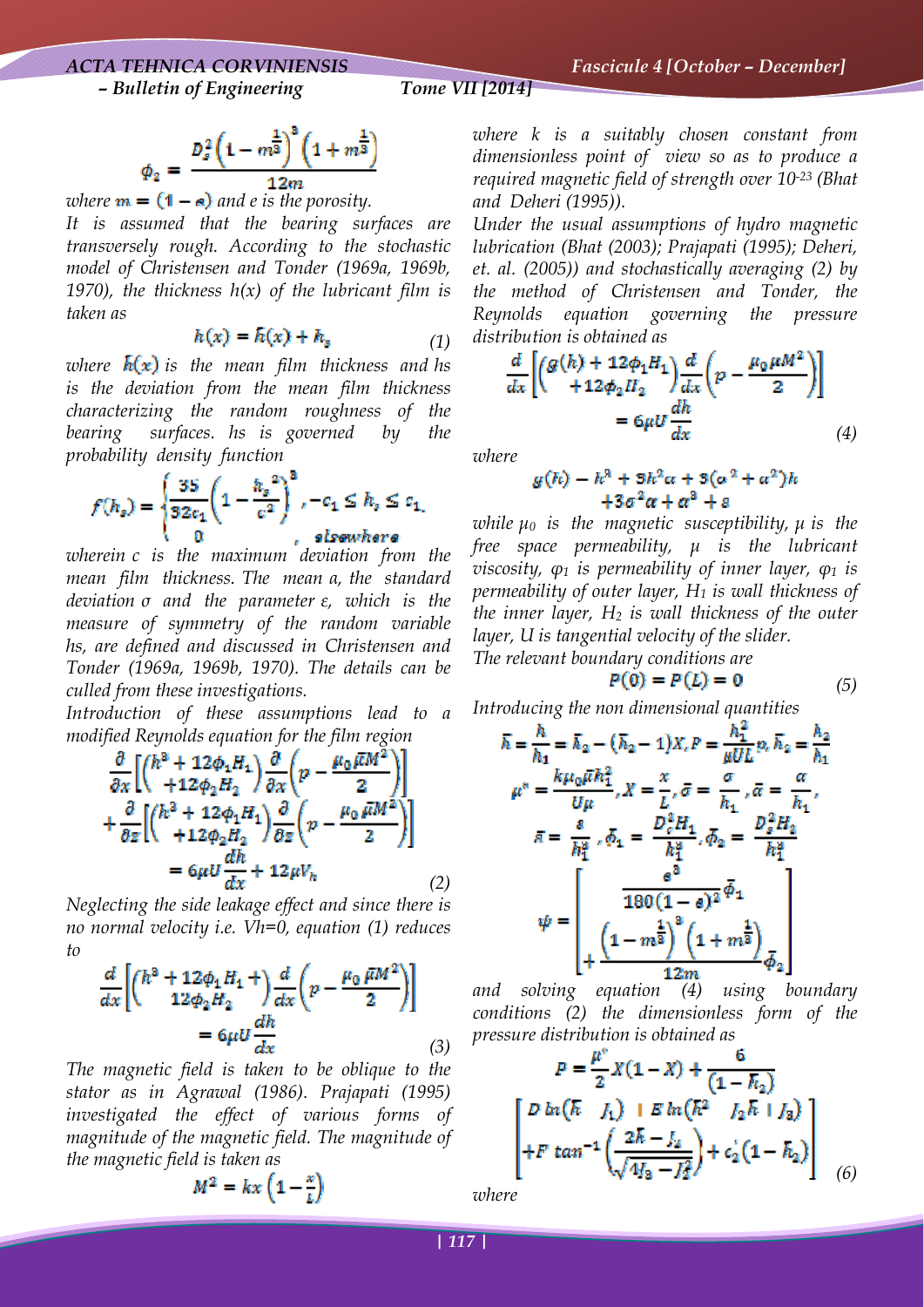$$\phi_2 = \frac{D_s^2\left(1-m^{\frac{1}{3}}\right)^3\left(1+m^{\frac{1}{3}}\right)}{12m}$$

where $m = (1-e)$ and $e$ is the porosity.

It is assumed that the bearing surfaces are transversely rough. According to the stochastic model of Christensen and Tonder (1969a, 1969b, 1970), the thickness $h(x)$ of the lubricant film is taken as

$$h(x) = \bar{h}(x) + h_s \tag{1}$$

where $\bar{h}(x)$ is the mean film thickness and hs is the deviation from the mean film thickness characterizing the random roughness of the bearing surfaces. hs is governed by the probability density function

$$f(h_s) = \begin{cases} \frac{35}{32c_1}\left(1-\frac{h_s^{\,2}}{c^2}\right)^3, & -c_1 \le h_s \le c_1 \\ 0, & elsewhere \end{cases}$$

wherein c is the maximum deviation from the mean film thickness. The mean $a$, the standard deviation $\sigma$ and the parameter $\varepsilon$, which is the measure of symmetry of the random variable hs, are defined and discussed in Christensen and Tonder (1969a, 1969b, 1970). The details can be culled from these investigations.

Introduction of these assumptions lead to a modified Reynolds equation for the film region

$$\frac{\partial}{\partial x}\left[\begin{pmatrix} h^3+12\phi_1 H_1 \\ +12\phi_2 H_2 \end{pmatrix}\frac{\partial}{\partial x}\left(p-\frac{\mu_0\bar{\mu}M^2}{2}\right)\right] + \frac{\partial}{\partial z}\left[\begin{pmatrix} h^3+12\phi_1 H_1 \\ +12\phi_2 H_2 \end{pmatrix}\frac{\partial}{\partial z}\left(p-\frac{\mu_0\bar{\mu}M^2}{2}\right)\right] = 6\mu U\frac{dh}{dx}+12\mu V_h \tag{2}$$

Neglecting the side leakage effect and since there is no normal velocity i.e. Vh=0, equation (1) reduces to

$$\frac{d}{dx}\left[\begin{pmatrix} h^3+12\phi_1 H_1 + \\ 12\phi_2 H_2 \end{pmatrix}\frac{d}{dx}\left(p-\frac{\mu_0\bar{\mu}M^2}{2}\right)\right] = 6\mu U\frac{dh}{dx} \tag{3}$$

The magnetic field is taken to be oblique to the stator as in Agrawal (1986). Prajapati (1995) investigated the effect of various forms of magnitude of the magnetic field. The magnitude of the magnetic field is taken as

$$M^2 = kx\left(1-\frac{x}{L}\right)$$

where k is a suitably chosen constant from dimensionless point of view so as to produce a required magnetic field of strength over $10^{-23}$ (Bhat and Deheri (1995)).

Under the usual assumptions of hydro magnetic lubrication (Bhat (2003); Prajapati (1995); Deheri, et. al. (2005)) and stochastically averaging (2) by the method of Christensen and Tonder, the Reynolds equation governing the pressure distribution is obtained as

$$\frac{d}{dx}\left[\begin{pmatrix} g(h)+12\phi_1 H_1 \\ +12\phi_2 H_2 \end{pmatrix}\frac{d}{dx}\left(p-\frac{\mu_0\mu M^2}{2}\right)\right] = 6\mu U\frac{dh}{dx} \tag{4}$$

where

$$g(h) = h^3 + 3h^2\alpha + 3(\alpha^2+\alpha^2)h + 3\sigma^2\alpha + \alpha^3 + \varepsilon$$

while $\mu_0$ is the magnetic susceptibility, $\mu$ is the free space permeability, $\mu$ is the lubricant viscosity, $\varphi_1$ is permeability of inner layer, $\varphi_1$ is permeability of outer layer, $H_1$ is wall thickness of the inner layer, $H_2$ is wall thickness of the outer layer, U is tangential velocity of the slider.

The relevant boundary conditions are

$$P(0) = P(L) = 0 \tag{5}$$

Introducing the non dimensional quantities

$$\bar{h} = \frac{h}{h_1} = \bar{h}_2 - (\bar{h}_2 - 1)X,\ P = \frac{h_1^2}{\mu UL}p,\ \bar{h}_2 = \frac{h_2}{h_1}$$

$$\mu^* = \frac{k\mu_0\bar{\mu}h_1^2}{U\mu},\ X = \frac{x}{L},\ \bar{\sigma} = \frac{\sigma}{h_1},\ \bar{\alpha} = \frac{\alpha}{h_1},$$

$$\bar{\varepsilon} = \frac{\varepsilon}{h_1^3},\ \bar{\phi}_1 = \frac{D_c^2 H_1}{h_1^3},\ \bar{\phi}_2 = \frac{D_s^2 H_2}{h_1^3}$$

$$\psi = \begin{bmatrix} \dfrac{e^3}{180(1-e)^2}\bar{\phi}_1 \\ +\dfrac{\left(1-m^{\frac{1}{3}}\right)^3\left(1+m^{\frac{1}{3}}\right)}{12m}\bar{\phi}_2 \end{bmatrix}$$

and solving equation (4) using boundary conditions (2) the dimensionless form of the pressure distribution is obtained as

$$P = \frac{\mu^*}{2}X(1-X) + \frac{6}{(1-\bar{h}_2)}\begin{bmatrix} D\ln(\bar{h}-J_1) + E\ln(\bar{h}^2 - J_2\bar{h} + J_3) \\ +F\tan^{-1}\left(\dfrac{2\bar{h}-J_2}{\sqrt{4J_3 - J_2^2}}\right) + c_2'(1-\bar{h}_2) \end{bmatrix} \tag{6}$$

where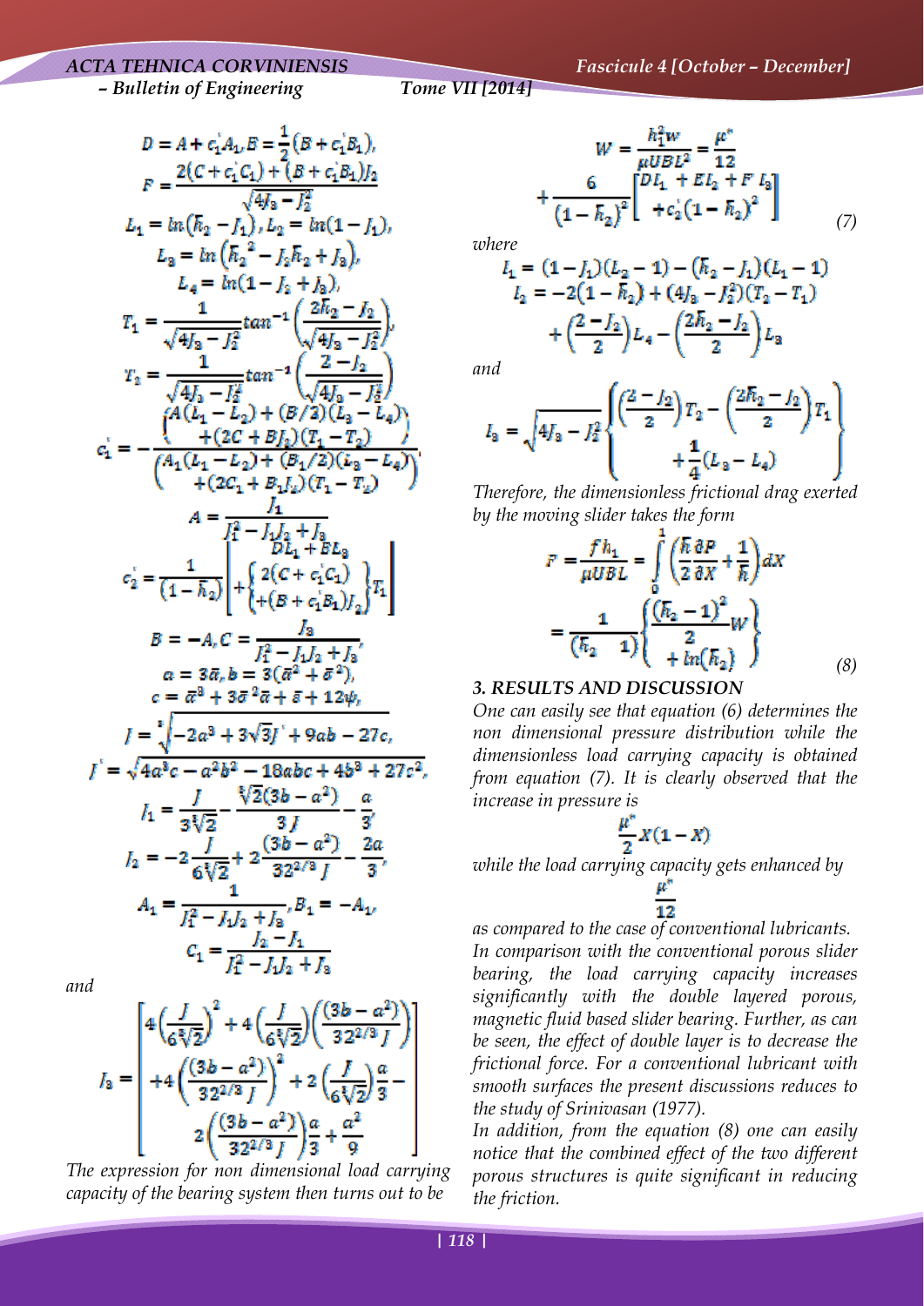$$D = A + c_1' A_1, E = \frac{1}{2}(B + c_1' B_1),$$

$$F = \frac{2(C + c_1' C_1) + (B + c_1' B_1) J_2}{\sqrt{4J_3 - J_2^2}}$$

$$L_1 = \ln(\bar{h}_2 - J_1), L_2 = \ln(1 - J_1),$$

$$L_3 = \ln(\bar{h}_2^{\,2} - J_2 \bar{h}_2 + J_3),$$

$$L_4 = \ln(1 - J_2 + J_3),$$

$$T_1 = \frac{1}{\sqrt{4J_3 - J_2^2}} \tan^{-1}\left(\frac{2\bar{h}_2 - J_2}{\sqrt{4J_3 - J_2^2}}\right),$$

$$T_2 = \frac{1}{\sqrt{4J_3 - J_2^2}} \tan^{-1}\left(\frac{2 - J_2}{\sqrt{4J_3 - J_2^2}}\right)$$

$$c_1' = -\frac{\left\{\begin{matrix} A(L_1 - L_2) + (B/2)(L_3 - L_4) \\ +(2C + BJ_2)(T_1 - T_2) \end{matrix}\right\}}{\left(\begin{matrix} A_1(L_1 - L_2) + (B_1/2)(L_3 - L_4) \\ +(2C_1 + B_1 J_2)(T_1 - T_2) \end{matrix}\right)},$$

$$A = \frac{J_1}{J_1^2 - J_1 J_2 + J_3}$$

$$c_2' = \frac{1}{(1 - \bar{h}_2)} \left[\begin{matrix} DL_1 + EL_3 \\ + \left\{\begin{matrix} 2(C + c_1' C_1) \\ +(B + c_1' B_1) J_2 \end{matrix}\right\} T_1 \end{matrix}\right]$$

$$B = -A, C = \frac{J_3}{J_1^2 - J_1 J_2 + J_3},$$

$$a = 3\bar{\alpha}, b = 3(\bar{\alpha}^2 + \bar{\sigma}^2),$$

$$c = \bar{\alpha}^3 + 3\bar{\sigma}^2\bar{\alpha} + \bar{\varepsilon} + 12\psi,$$

$$J = \sqrt[3]{-2a^3 + 3\sqrt{3}J' + 9ab - 27c},$$

$$J' = \sqrt{4a^3 c - a^2 b^2 - 18abc + 4b^3 + 27c^2},$$

$$J_1 = \frac{J}{3\sqrt[3]{2}} - \frac{\sqrt[3]{2}(3b - a^2)}{3J} - \frac{a}{3},$$

$$J_2 = -2\frac{J}{6\sqrt[3]{2}} + 2\frac{(3b - a^2)}{3 2^{2/3} J} - \frac{2a}{3},$$

$$A_1 = \frac{1}{J_1^2 - J_1 J_2 + J_3}, B_1 = -A_1,$$

$$C_1 = \frac{J_2 - J_1}{J_1^2 - J_1 J_2 + J_3}$$

and

$$J_3 = \left[\begin{matrix} 4\left(\frac{J}{6\sqrt[3]{2}}\right)^2 + 4\left(\frac{J}{6\sqrt[3]{2}}\right)\left(\frac{(3b - a^2)}{3 2^{2/3} J}\right) \\ +4\left(\frac{(3b - a^2)}{3 2^{2/3} J}\right)^2 + 2\left(\frac{J}{6\sqrt[3]{2}}\right)\frac{a}{3} - \\ 2\left(\frac{(3b - a^2)}{3 2^{2/3} J}\right)\frac{a}{3} + \frac{a^2}{9} \end{matrix}\right]$$

The expression for non dimensional load carrying capacity of the bearing system then turns out to be

$$W = \frac{h_1^2 w}{\mu U B L^2} = \frac{\mu^*}{12} + \frac{6}{(1 - \bar{h}_2)^2}\left[\begin{matrix} DI_1 + EI_2 + FI_3 \\ + c_2'(1 - \bar{h}_2)^2 \end{matrix}\right] \tag{7}$$

where

$$I_1 = (1 - J_1)(L_2 - 1) - (\bar{h}_2 - J_1)(L_1 - 1)$$

$$I_2 = -2(1 - \bar{h}_2) + (4J_3 - J_2^2)(T_2 - T_1) + \left(\frac{2 - J_2}{2}\right)L_4 - \left(\frac{2\bar{h}_2 - J_2}{2}\right)L_3$$

and

$$I_3 = \sqrt{4J_3 - J_2^2}\left\{\begin{matrix} \left(\frac{2 - J_2}{2}\right)T_2 - \left(\frac{2\bar{h}_2 - J_2}{2}\right)T_1 \\ + \frac{1}{4}(L_3 - L_4) \end{matrix}\right\}$$

Therefore, the dimensionless frictional drag exerted by the moving slider takes the form

$$F = \frac{f h_1}{\mu U B L} = \int_0^1 \left(\frac{\bar{h}}{2}\frac{\partial P}{\partial X} + \frac{1}{\bar{h}}\right) dX = \frac{1}{(\bar{h}_2 - 1)}\left\{\begin{matrix} \frac{(\bar{h}_2 - 1)^2}{2} W \\ + \ln(\bar{h}_2) \end{matrix}\right\} \tag{8}$$

## 3. RESULTS AND DISCUSSION

One can easily see that equation (6) determines the non dimensional pressure distribution while the dimensionless load carrying capacity is obtained from equation (7). It is clearly observed that the increase in pressure is

$$\frac{\mu^*}{2} X(1 - X)$$

while the load carrying capacity gets enhanced by

$$\frac{\mu^*}{12}$$

as compared to the case of conventional lubricants. In comparison with the conventional porous slider bearing, the load carrying capacity increases significantly with the double layered porous, magnetic fluid based slider bearing. Further, as can be seen, the effect of double layer is to decrease the frictional force. For a conventional lubricant with smooth surfaces the present discussions reduces to the study of Srinivasan (1977).

In addition, from the equation (8) one can easily notice that the combined effect of the two different porous structures is quite significant in reducing the friction.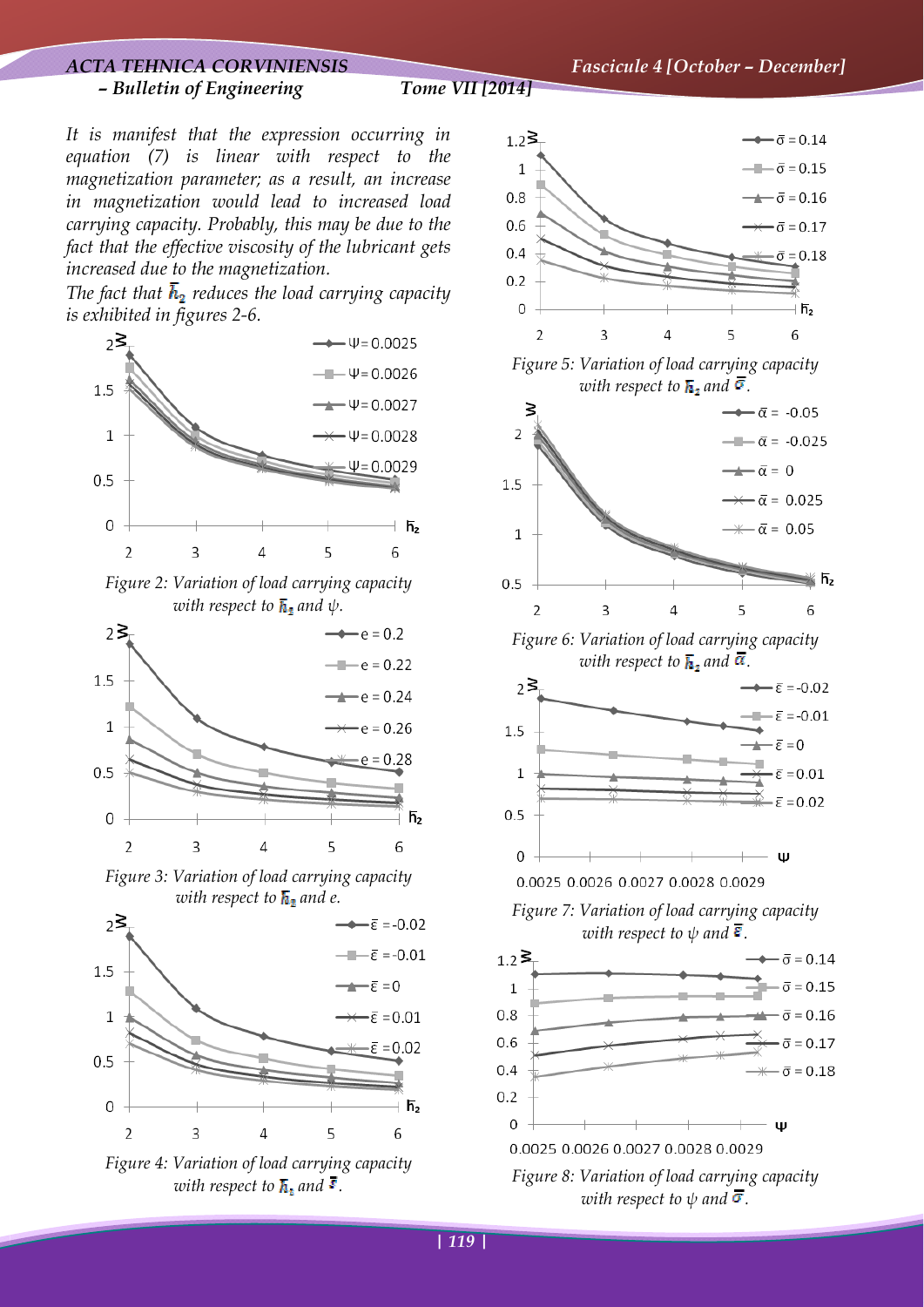*It is manifest that the expression occurring in equation (7) is linear with respect to the magnetization parameter; as a result, an increase in magnetization would lead to increased load carrying capacity. Probably, this may be due to the fact that the effective viscosity of the lubricant gets increased due to the magnetization.*

*The fact that $\overline{h}_2$ reduces the load carrying capacity is exhibited in figures 2-6.*

*Figure 2: Variation of load carrying capacity with respect to $\overline{h}_1$ and $\psi$.*

*Figure 3: Variation of load carrying capacity with respect to $\overline{h}_1$ and e.*

*Figure 4: Variation of load carrying capacity with respect to $\overline{h}_1$ and $\overline{\varepsilon}$.*

*Figure 5: Variation of load carrying capacity with respect to $\overline{h}_2$ and $\overline{\sigma}$.*

*Figure 6: Variation of load carrying capacity with respect to $\overline{h}_2$ and $\overline{\alpha}$.*

*Figure 7: Variation of load carrying capacity with respect to $\psi$ and $\overline{\varepsilon}$.*

*Figure 8: Variation of load carrying capacity with respect to $\psi$ and $\overline{\sigma}$.*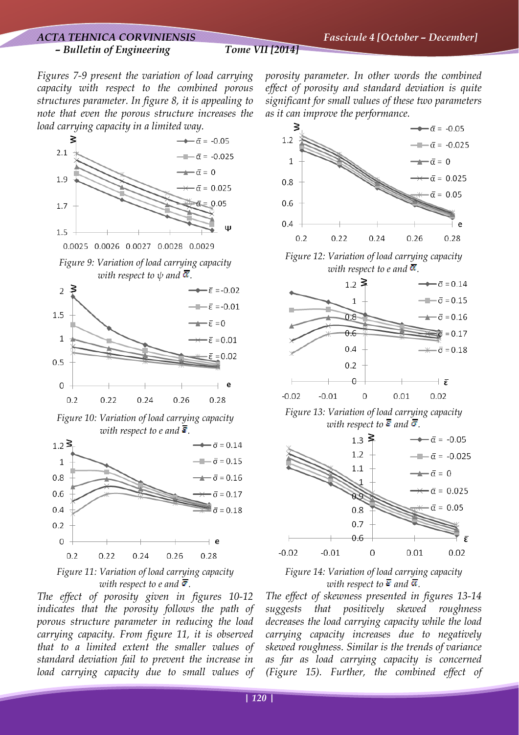Figures 7-9 present the variation of load carrying capacity with respect to the combined porous structures parameter. In figure 8, it is appealing to note that even the porous structure increases the load carrying capacity in a limited way.

Figure 9: Variation of load carrying capacity with respect to $\psi$ and $\bar{\alpha}$.

Figure 10: Variation of load carrying capacity with respect to e and $\bar{\varepsilon}$.

Figure 11: Variation of load carrying capacity with respect to e and $\bar{\sigma}$.

The effect of porosity given in figures 10-12 indicates that the porosity follows the path of porous structure parameter in reducing the load carrying capacity. From figure 11, it is observed that to a limited extent the smaller values of standard deviation fail to prevent the increase in load carrying capacity due to small values of porosity parameter. In other words the combined effect of porosity and standard deviation is quite significant for small values of these two parameters as it can improve the performance.

Figure 12: Variation of load carrying capacity with respect to e and $\bar{\alpha}$.

Figure 13: Variation of load carrying capacity with respect to $\bar{\varepsilon}$ and $\bar{\sigma}$.

Figure 14: Variation of load carrying capacity with respect to $\bar{\varepsilon}$ and $\bar{\alpha}$.

The effect of skewness presented in figures 13-14 suggests that positively skewed roughness decreases the load carrying capacity while the load carrying capacity increases due to negatively skewed roughness. Similar is the trends of variance as far as load carrying capacity is concerned (Figure 15). Further, the combined effect of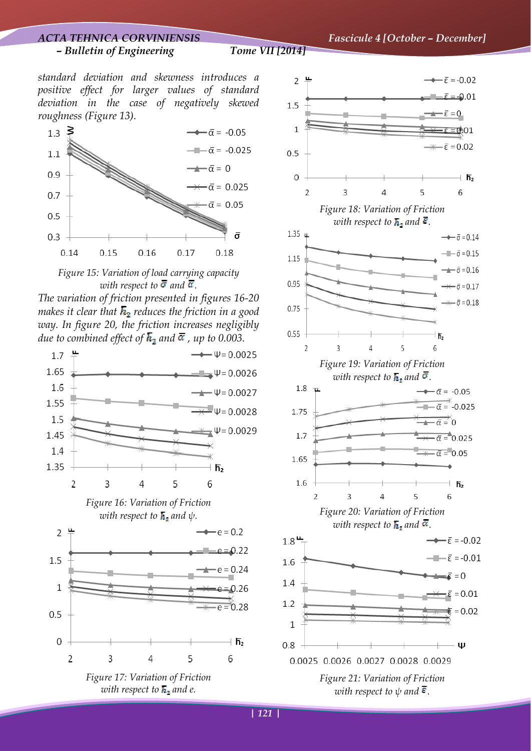*standard deviation and skewness introduces a positive effect for larger values of standard deviation in the case of negatively skewed roughness (Figure 13).*

*Figure 15: Variation of load carrying capacity with respect to $\bar{\sigma}$ and $\bar{\alpha}$.*

*The variation of friction presented in figures 16-20 makes it clear that $\bar{h}_2$ reduces the friction in a good way. In figure 20, the friction increases negligibly due to combined effect of $\bar{h}_2$ and $\bar{\alpha}$, up to 0.003.*

*Figure 16: Variation of Friction with respect to $\bar{h}_2$ and $\psi$.*

*Figure 17: Variation of Friction with respect to $\bar{h}_2$ and e.*

*Figure 18: Variation of Friction with respect to $\bar{h}_2$ and $\bar{\varepsilon}$.*

*Figure 19: Variation of Friction with respect to $\bar{h}_2$ and $\bar{\sigma}$.*

*Figure 20: Variation of Friction with respect to $\bar{h}_2$ and $\bar{\alpha}$.*

*Figure 21: Variation of Friction with respect to $\psi$ and $\bar{\varepsilon}$.*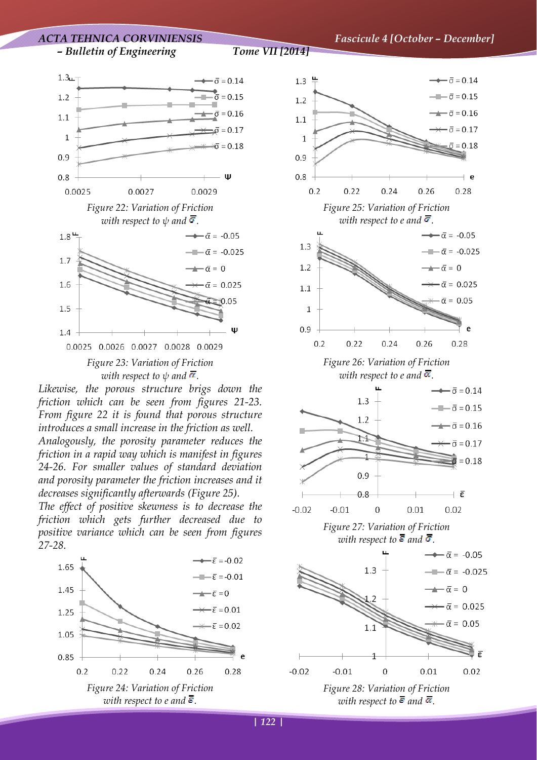Figure 22: Variation of Friction with respect to $\psi$ and $\bar{\sigma}$.

Figure 23: Variation of Friction with respect to $\psi$ and $\bar{\alpha}$.

Likewise, the porous structure brigs down the friction which can be seen from figures 21-23. From figure 22 it is found that porous structure introduces a small increase in the friction as well.

Analogously, the porosity parameter reduces the friction in a rapid way which is manifest in figures 24-26. For smaller values of standard deviation and porosity parameter the friction increases and it decreases significantly afterwards (Figure 25).

The effect of positive skewness is to decrease the friction which gets further decreased due to positive variance which can be seen from figures 27-28.

Figure 24: Variation of Friction with respect to e and $\bar{\varepsilon}$.

Figure 25: Variation of Friction with respect to e and $\bar{\sigma}$.

Figure 26: Variation of Friction with respect to e and $\bar{\alpha}$.

Figure 27: Variation of Friction with respect to $\bar{\varepsilon}$ and $\bar{\sigma}$.

Figure 28: Variation of Friction with respect to $\bar{\varepsilon}$ and $\bar{\alpha}$.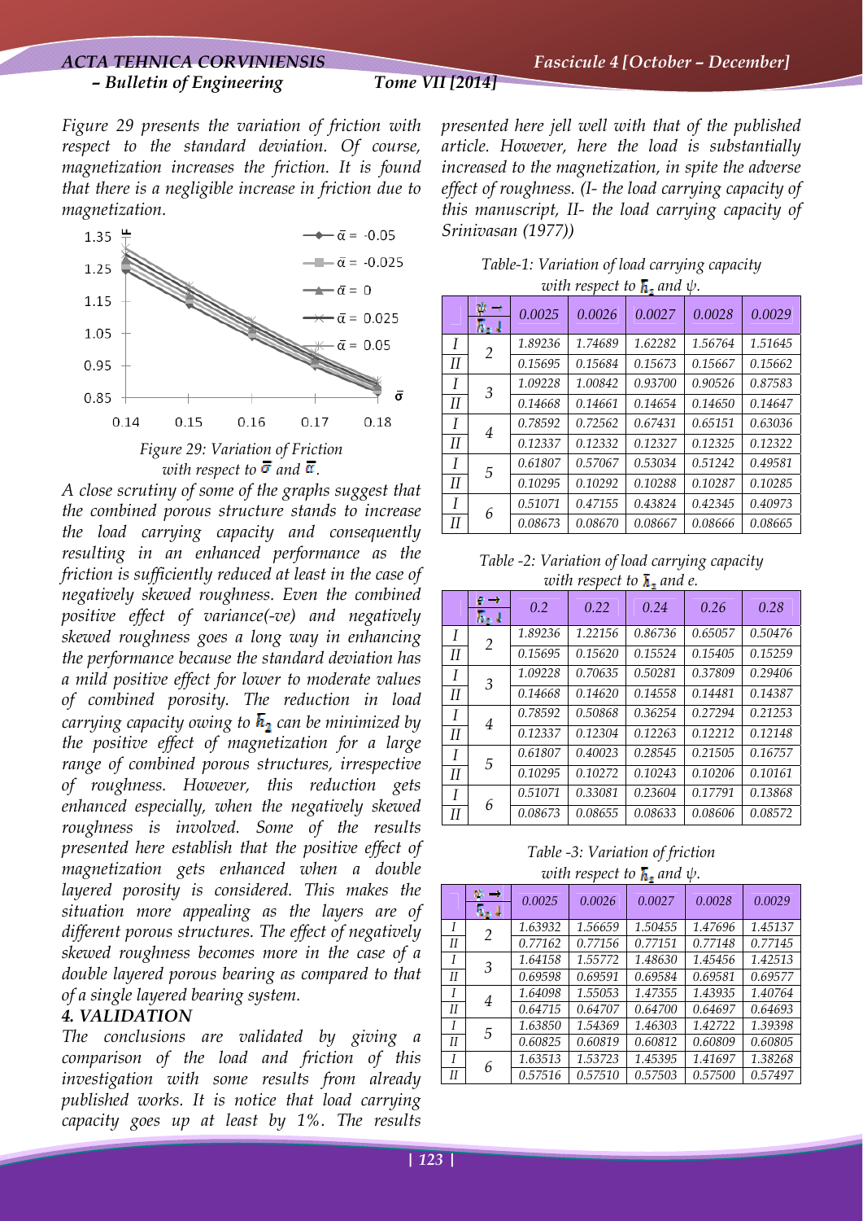Figure 29 presents the variation of friction with respect to the standard deviation. Of course, magnetization increases the friction. It is found that there is a negligible increase in friction due to magnetization.

*Figure 29: Variation of Friction with respect to $\bar{\sigma}$ and $\bar{\alpha}$.*

A close scrutiny of some of the graphs suggest that the combined porous structure stands to increase the load carrying capacity and consequently resulting in an enhanced performance as the friction is sufficiently reduced at least in the case of negatively skewed roughness. Even the combined positive effect of variance(-ve) and negatively skewed roughness goes a long way in enhancing the performance because the standard deviation has a mild positive effect for lower to moderate values of combined porosity. The reduction in load carrying capacity owing to $\bar{h}_2$ can be minimized by the positive effect of magnetization for a large range of combined porous structures, irrespective of roughness. However, this reduction gets enhanced especially, when the negatively skewed roughness is involved. Some of the results presented here establish that the positive effect of magnetization gets enhanced when a double layered porosity is considered. This makes the situation more appealing as the layers are of different porous structures. The effect of negatively skewed roughness becomes more in the case of a double layered porous bearing as compared to that of a single layered bearing system.

### 4. VALIDATION

The conclusions are validated by giving a comparison of the load and friction of this investigation with some results from already published works. It is notice that load carrying capacity goes up at least by 1%. The results presented here jell well with that of the published article. However, here the load is substantially increased to the magnetization, in spite the adverse effect of roughness. (I- the load carrying capacity of this manuscript, II- the load carrying capacity of Srinivasan (1977))

*Table-1: Variation of load carrying capacity with respect to $\bar{h}_2$ and $\psi$.*

| | $\psi \rightarrow$ / $\bar{h}_2 \downarrow$ | 0.0025 | 0.0026 | 0.0027 | 0.0028 | 0.0029 |
|---|---|---|---|---|---|---|
| I | 2 | 1.89236 | 1.74689 | 1.62282 | 1.56764 | 1.51645 |
| II | | 0.15695 | 0.15684 | 0.15673 | 0.15667 | 0.15662 |
| I | 3 | 1.09228 | 1.00842 | 0.93700 | 0.90526 | 0.87583 |
| II | | 0.14668 | 0.14661 | 0.14654 | 0.14650 | 0.14647 |
| I | 4 | 0.78592 | 0.72562 | 0.67431 | 0.65151 | 0.63036 |
| II | | 0.12337 | 0.12332 | 0.12327 | 0.12325 | 0.12322 |
| I | 5 | 0.61807 | 0.57067 | 0.53034 | 0.51242 | 0.49581 |
| II | | 0.10295 | 0.10292 | 0.10288 | 0.10287 | 0.10285 |
| I | 6 | 0.51071 | 0.47155 | 0.43824 | 0.42345 | 0.40973 |
| II | | 0.08673 | 0.08670 | 0.08667 | 0.08666 | 0.08665 |

*Table -2: Variation of load carrying capacity with respect to $\bar{h}_2$ and e.*

| | $e \rightarrow$ / $\bar{h}_2 \downarrow$ | 0.2 | 0.22 | 0.24 | 0.26 | 0.28 |
|---|---|---|---|---|---|---|
| I | 2 | 1.89236 | 1.22156 | 0.86736 | 0.65057 | 0.50476 |
| II | | 0.15695 | 0.15620 | 0.15524 | 0.15405 | 0.15259 |
| I | 3 | 1.09228 | 0.70635 | 0.50281 | 0.37809 | 0.29406 |
| II | | 0.14668 | 0.14620 | 0.14558 | 0.14481 | 0.14387 |
| I | 4 | 0.78592 | 0.50868 | 0.36254 | 0.27294 | 0.21253 |
| II | | 0.12337 | 0.12304 | 0.12263 | 0.12212 | 0.12148 |
| I | 5 | 0.61807 | 0.40023 | 0.28545 | 0.21505 | 0.16757 |
| II | | 0.10295 | 0.10272 | 0.10243 | 0.10206 | 0.10161 |
| I | 6 | 0.51071 | 0.33081 | 0.23604 | 0.17791 | 0.13868 |
| II | | 0.08673 | 0.08655 | 0.08633 | 0.08606 | 0.08572 |

*Table -3: Variation of friction with respect to $\bar{h}_2$ and $\psi$.*

| | $\psi \rightarrow$ / $\bar{h}_2 \downarrow$ | 0.0025 | 0.0026 | 0.0027 | 0.0028 | 0.0029 |
|---|---|---|---|---|---|---|
| I | 2 | 1.63932 | 1.56659 | 1.50455 | 1.47696 | 1.45137 |
| II | | 0.77162 | 0.77156 | 0.77151 | 0.77148 | 0.77145 |
| I | 3 | 1.64158 | 1.55772 | 1.48630 | 1.45456 | 1.42513 |
| II | | 0.69598 | 0.69591 | 0.69584 | 0.69581 | 0.69577 |
| I | 4 | 1.64098 | 1.55053 | 1.47355 | 1.43935 | 1.40764 |
| II | | 0.64715 | 0.64707 | 0.64700 | 0.64697 | 0.64693 |
| I | 5 | 1.63850 | 1.54369 | 1.46303 | 1.42722 | 1.39398 |
| II | | 0.60825 | 0.60819 | 0.60812 | 0.60809 | 0.60805 |
| I | 6 | 1.63513 | 1.53723 | 1.45395 | 1.41697 | 1.38268 |
| II | | 0.57516 | 0.57510 | 0.57503 | 0.57500 | 0.57497 |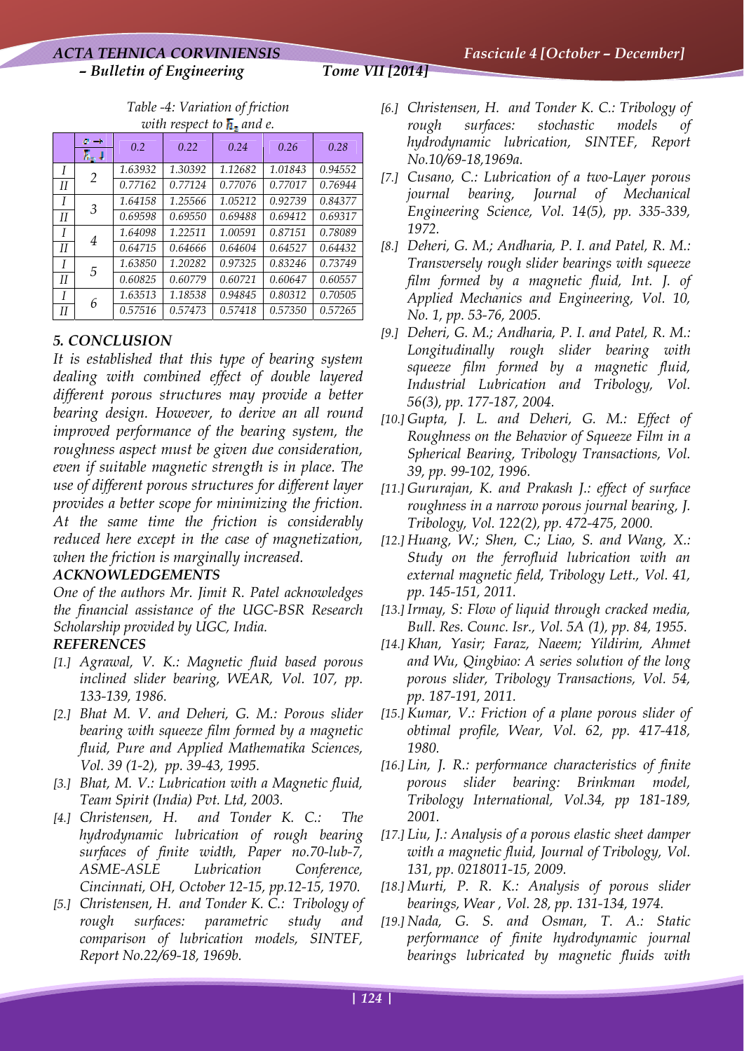*Table -4: Variation of friction with respect to $\bar{h}_2$ and e.*

| | $e \rightarrow$ / $\bar{h}_2 \downarrow$ | 0.2 | 0.22 | 0.24 | 0.26 | 0.28 |
|---|---|---|---|---|---|---|
| I | 2 | 1.63932 | 1.30392 | 1.12682 | 1.01843 | 0.94552 |
| II | | 0.77162 | 0.77124 | 0.77076 | 0.77017 | 0.76944 |
| I | 3 | 1.64158 | 1.25566 | 1.05212 | 0.92739 | 0.84377 |
| II | | 0.69598 | 0.69550 | 0.69488 | 0.69412 | 0.69317 |
| I | 4 | 1.64098 | 1.22511 | 1.00591 | 0.87151 | 0.78089 |
| II | | 0.64715 | 0.64666 | 0.64604 | 0.64527 | 0.64432 |
| I | 5 | 1.63850 | 1.20282 | 0.97325 | 0.83246 | 0.73749 |
| II | | 0.60825 | 0.60779 | 0.60721 | 0.60647 | 0.60557 |
| I | 6 | 1.63513 | 1.18538 | 0.94845 | 0.80312 | 0.70505 |
| II | | 0.57516 | 0.57473 | 0.57418 | 0.57350 | 0.57265 |

## 5. CONCLUSION

It is established that this type of bearing system dealing with combined effect of double layered different porous structures may provide a better bearing design. However, to derive an all round improved performance of the bearing system, the roughness aspect must be given due consideration, even if suitable magnetic strength is in place. The use of different porous structures for different layer provides a better scope for minimizing the friction. At the same time the friction is considerably reduced here except in the case of magnetization, when the friction is marginally increased.

### ACKNOWLEDGEMENTS

One of the authors Mr. Jimit R. Patel acknowledges the financial assistance of the UGC-BSR Research Scholarship provided by UGC, India.

### REFERENCES

[1.] Agrawal, V. K.: Magnetic fluid based porous inclined slider bearing, WEAR, Vol. 107, pp. 133-139, 1986.

[2.] Bhat M. V. and Deheri, G. M.: Porous slider bearing with squeeze film formed by a magnetic fluid, Pure and Applied Mathematika Sciences, Vol. 39 (1-2), pp. 39-43, 1995.

[3.] Bhat, M. V.: Lubrication with a Magnetic fluid, Team Spirit (India) Pvt. Ltd, 2003.

[4.] Christensen, H. and Tonder K. C.: The hydrodynamic lubrication of rough bearing surfaces of finite width, Paper no.70-lub-7, ASME-ASLE Lubrication Conference, Cincinnati, OH, October 12-15, pp.12-15, 1970.

[5.] Christensen, H. and Tonder K. C.: Tribology of rough surfaces: parametric study and comparison of lubrication models, SINTEF, Report No.22/69-18, 1969b.

[6.] Christensen, H. and Tonder K. C.: Tribology of rough surfaces: stochastic models of hydrodynamic lubrication, SINTEF, Report No.10/69-18,1969a.

[7.] Cusano, C.: Lubrication of a two-Layer porous journal bearing, Journal of Mechanical Engineering Science, Vol. 14(5), pp. 335-339, 1972.

[8.] Deheri, G. M.; Andharia, P. I. and Patel, R. M.: Transversely rough slider bearings with squeeze film formed by a magnetic fluid, Int. J. of Applied Mechanics and Engineering, Vol. 10, No. 1, pp. 53-76, 2005.

[9.] Deheri, G. M.; Andharia, P. I. and Patel, R. M.: Longitudinally rough slider bearing with squeeze film formed by a magnetic fluid, Industrial Lubrication and Tribology, Vol. 56(3), pp. 177-187, 2004.

[10.] Gupta, J. L. and Deheri, G. M.: Effect of Roughness on the Behavior of Squeeze Film in a Spherical Bearing, Tribology Transactions, Vol. 39, pp. 99-102, 1996.

[11.] Gururajan, K. and Prakash J.: effect of surface roughness in a narrow porous journal bearing, J. Tribology, Vol. 122(2), pp. 472-475, 2000.

[12.] Huang, W.; Shen, C.; Liao, S. and Wang, X.: Study on the ferrofluid lubrication with an external magnetic field, Tribology Lett., Vol. 41, pp. 145-151, 2011.

[13.] Irmay, S: Flow of liquid through cracked media, Bull. Res. Counc. Isr., Vol. 5A (1), pp. 84, 1955.

[14.] Khan, Yasir; Faraz, Naeem; Yildirim, Ahmet and Wu, Qingbiao: A series solution of the long porous slider, Tribology Transactions, Vol. 54, pp. 187-191, 2011.

[15.] Kumar, V.: Friction of a plane porous slider of obtimal profile, Wear, Vol. 62, pp. 417-418, 1980.

[16.] Lin, J. R.: performance characteristics of finite porous slider bearing: Brinkman model, Tribology International, Vol.34, pp 181-189, 2001.

[17.] Liu, J.: Analysis of a porous elastic sheet damper with a magnetic fluid, Journal of Tribology, Vol. 131, pp. 0218011-15, 2009.

[18.] Murti, P. R. K.: Analysis of porous slider bearings, Wear , Vol. 28, pp. 131-134, 1974.

[19.] Nada, G. S. and Osman, T. A.: Static performance of finite hydrodynamic journal bearings lubricated by magnetic fluids with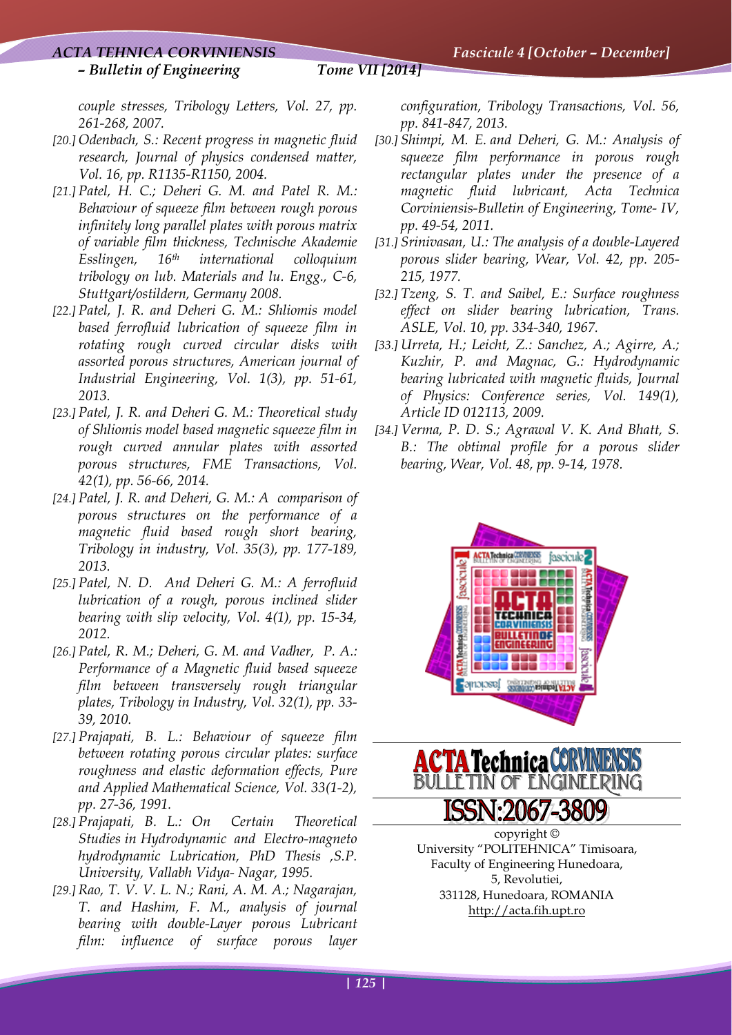couple stresses, Tribology Letters, Vol. 27, pp. 261-268, 2007.

[20.] Odenbach, S.: Recent progress in magnetic fluid research, Journal of physics condensed matter, Vol. 16, pp. R1135-R1150, 2004.

[21.] Patel, H. C.; Deheri G. M. and Patel R. M.: Behaviour of squeeze film between rough porous infinitely long parallel plates with porous matrix of variable film thickness, Technische Akademie Esslingen, 16th international colloquium tribology on lub. Materials and lu. Engg., C-6, Stuttgart/ostildern, Germany 2008.

[22.] Patel, J. R. and Deheri G. M.: Shliomis model based ferrofluid lubrication of squeeze film in rotating rough curved circular disks with assorted porous structures, American journal of Industrial Engineering, Vol. 1(3), pp. 51-61, 2013.

[23.] Patel, J. R. and Deheri G. M.: Theoretical study of Shliomis model based magnetic squeeze film in rough curved annular plates with assorted porous structures, FME Transactions, Vol. 42(1), pp. 56-66, 2014.

[24.] Patel, J. R. and Deheri, G. M.: A comparison of porous structures on the performance of a magnetic fluid based rough short bearing, Tribology in industry, Vol. 35(3), pp. 177-189, 2013.

[25.] Patel, N. D. And Deheri G. M.: A ferrofluid lubrication of a rough, porous inclined slider bearing with slip velocity, Vol. 4(1), pp. 15-34, 2012.

[26.] Patel, R. M.; Deheri, G. M. and Vadher, P. A.: Performance of a Magnetic fluid based squeeze film between transversely rough triangular plates, Tribology in Industry, Vol. 32(1), pp. 33-39, 2010.

[27.] Prajapati, B. L.: Behaviour of squeeze film between rotating porous circular plates: surface roughness and elastic deformation effects, Pure and Applied Mathematical Science, Vol. 33(1-2), pp. 27-36, 1991.

[28.] Prajapati, B. L.: On Certain Theoretical Studies in Hydrodynamic and Electro-magneto hydrodynamic Lubrication, PhD Thesis ,S.P. University, Vallabh Vidya- Nagar, 1995.

[29.] Rao, T. V. V. L. N.; Rani, A. M. A.; Nagarajan, T. and Hashim, F. M., analysis of journal bearing with double-Layer porous Lubricant film: influence of surface porous layer configuration, Tribology Transactions, Vol. 56, pp. 841-847, 2013.

[30.] Shimpi, M. E. and Deheri, G. M.: Analysis of squeeze film performance in porous rough rectangular plates under the presence of a magnetic fluid lubricant, Acta Technica Corviniensis-Bulletin of Engineering, Tome- IV, pp. 49-54, 2011.

[31.] Srinivasan, U.: The analysis of a double-Layered porous slider bearing, Wear, Vol. 42, pp. 205-215, 1977.

[32.] Tzeng, S. T. and Saibel, E.: Surface roughness effect on slider bearing lubrication, Trans. ASLE, Vol. 10, pp. 334-340, 1967.

[33.] Urreta, H.; Leicht, Z.: Sanchez, A.; Agirre, A.; Kuzhir, P. and Magnac, G.: Hydrodynamic bearing lubricated with magnetic fluids, Journal of Physics: Conference series, Vol. 149(1), Article ID 012113, 2009.

[34.] Verma, P. D. S.; Agrawal V. K. And Bhatt, S. B.: The obtimal profile for a porous slider bearing, Wear, Vol. 48, pp. 9-14, 1978.

ACTA Technica CORVINIENSIS
BULLETIN OF ENGINEERING

ISSN:2067-3809

copyright ©
University "POLITEHNICA" Timisoara,
Faculty of Engineering Hunedoara,
5, Revolutiei,
331128, Hunedoara, ROMANIA
http://acta.fih.upt.ro